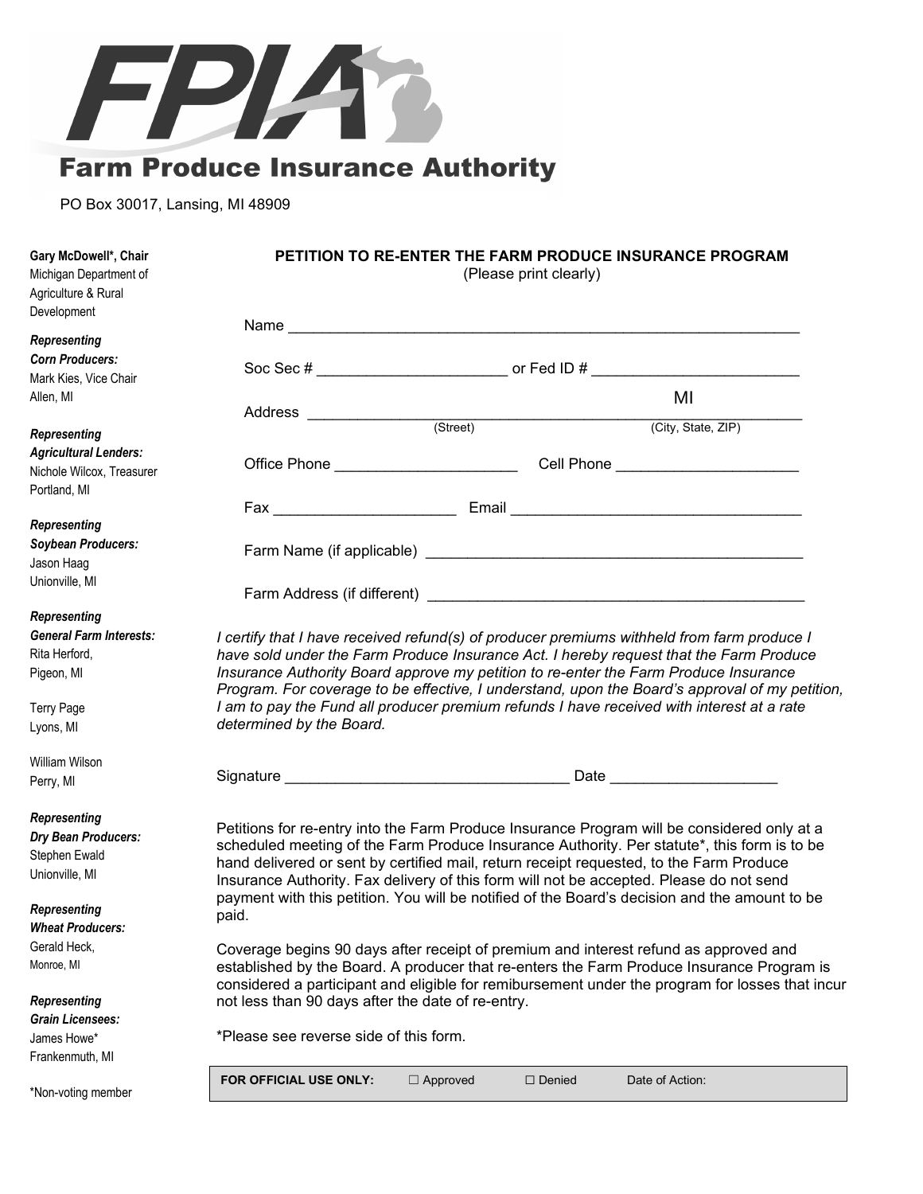# Farm Produce Insurance Authority

PO Box 30017, Lansing, MI 48909

**Gary McDowell*, Chair**
Michigan Department of Agriculture & Rural Development

***Representing Corn Producers:***
Mark Kies, Vice Chair
Allen, MI

***Representing Agricultural Lenders:***
Nichole Wilcox, Treasurer
Portland, MI

***Representing Soybean Producers:***
Jason Haag
Unionville, MI

***Representing General Farm Interests:***
Rita Herford,
Pigeon, MI

Terry Page
Lyons, MI

William Wilson
Perry, MI

***Representing Dry Bean Producers:***
Stephen Ewald
Unionville, MI

***Representing Wheat Producers:***
Gerald Heck,
Monroe, MI

***Representing Grain Licensees:***
James Howe*
Frankenmuth, MI

*Non-voting member

## PETITION TO RE-ENTER THE FARM PRODUCE INSURANCE PROGRAM

(Please print clearly)

Name ____________________________________________________________

Soc Sec # ______________________ or Fed ID # ________________________

Address ____________________________________ MI ____________________
(Street) (City, State, ZIP)

Office Phone ______________________ Cell Phone ______________________

Fax _____________________ Email ___________________________________

Farm Name (if applicable) ______________________________________________

Farm Address (if different) ______________________________________________

*I certify that I have received refund(s) of producer premiums withheld from farm produce I have sold under the Farm Produce Insurance Act. I hereby request that the Farm Produce Insurance Authority Board approve my petition to re-enter the Farm Produce Insurance Program. For coverage to be effective, I understand, upon the Board's approval of my petition, I am to pay the Fund all producer premium refunds I have received with interest at a rate determined by the Board.*

Signature _________________________________ Date ___________________

Petitions for re-entry into the Farm Produce Insurance Program will be considered only at a scheduled meeting of the Farm Produce Insurance Authority. Per statute*, this form is to be hand delivered or sent by certified mail, return receipt requested, to the Farm Produce Insurance Authority. Fax delivery of this form will not be accepted. Please do not send payment with this petition. You will be notified of the Board's decision and the amount to be paid.

Coverage begins 90 days after receipt of premium and interest refund as approved and established by the Board. A producer that re-enters the Farm Produce Insurance Program is considered a participant and eligible for remibursement under the program for losses that incur not less than 90 days after the date of re-entry.

*Please see reverse side of this form.

| **FOR OFFICIAL USE ONLY:** | ☐ Approved | ☐ Denied | Date of Action: |
|---|---|---|---|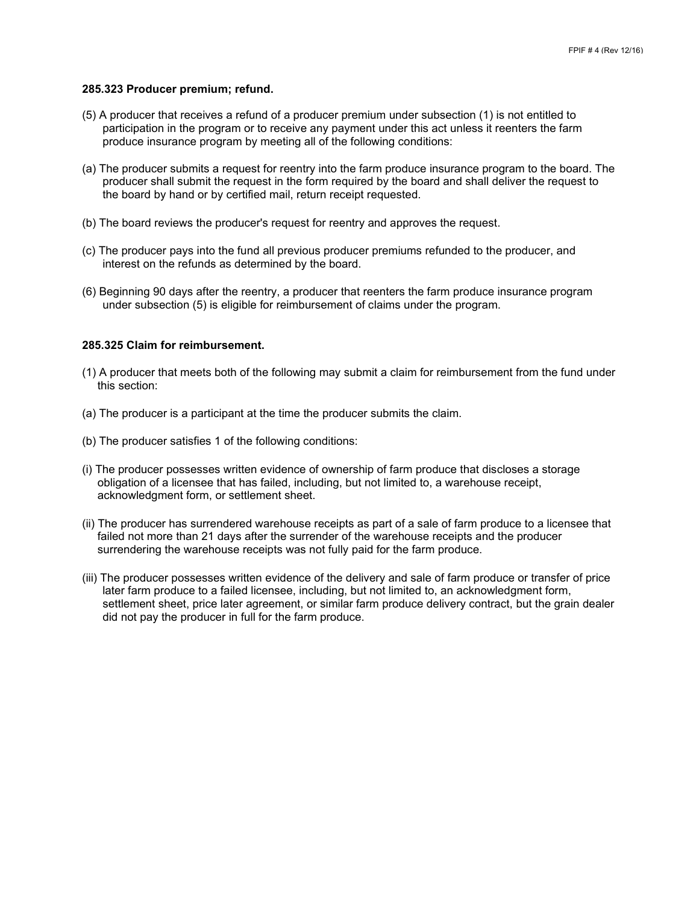**285.323 Producer premium; refund.**

(5) A producer that receives a refund of a producer premium under subsection (1) is not entitled to participation in the program or to receive any payment under this act unless it reenters the farm produce insurance program by meeting all of the following conditions:

(a) The producer submits a request for reentry into the farm produce insurance program to the board. The producer shall submit the request in the form required by the board and shall deliver the request to the board by hand or by certified mail, return receipt requested.

(b) The board reviews the producer's request for reentry and approves the request.

(c) The producer pays into the fund all previous producer premiums refunded to the producer, and interest on the refunds as determined by the board.

(6) Beginning 90 days after the reentry, a producer that reenters the farm produce insurance program under subsection (5) is eligible for reimbursement of claims under the program.

**285.325 Claim for reimbursement.**

(1) A producer that meets both of the following may submit a claim for reimbursement from the fund under this section:

(a) The producer is a participant at the time the producer submits the claim.

(b) The producer satisfies 1 of the following conditions:

(i) The producer possesses written evidence of ownership of farm produce that discloses a storage obligation of a licensee that has failed, including, but not limited to, a warehouse receipt, acknowledgment form, or settlement sheet.

(ii) The producer has surrendered warehouse receipts as part of a sale of farm produce to a licensee that failed not more than 21 days after the surrender of the warehouse receipts and the producer surrendering the warehouse receipts was not fully paid for the farm produce.

(iii) The producer possesses written evidence of the delivery and sale of farm produce or transfer of price later farm produce to a failed licensee, including, but not limited to, an acknowledgment form, settlement sheet, price later agreement, or similar farm produce delivery contract, but the grain dealer did not pay the producer in full for the farm produce.